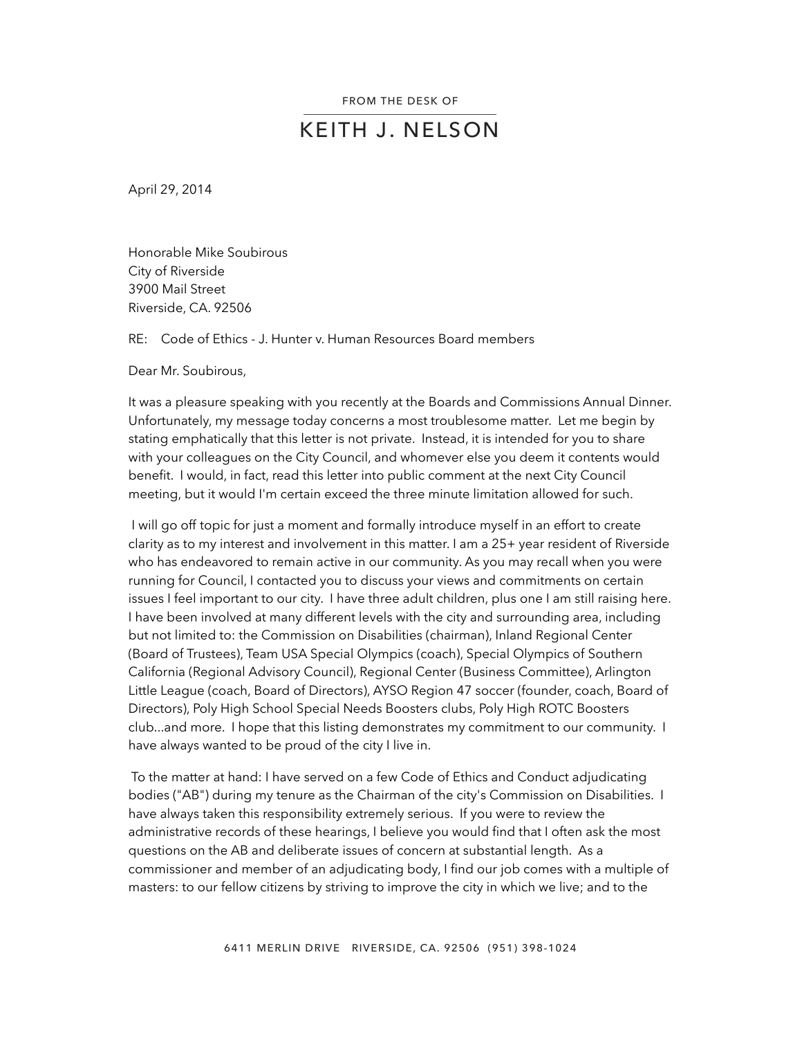FROM THE DESK OF

# KEITH J. NELSON

April 29, 2014

Honorable Mike Soubirous
City of Riverside
3900 Mail Street
Riverside, CA. 92506

RE: Code of Ethics - J. Hunter v. Human Resources Board members

Dear Mr. Soubirous,

It was a pleasure speaking with you recently at the Boards and Commissions Annual Dinner. Unfortunately, my message today concerns a most troublesome matter. Let me begin by stating emphatically that this letter is not private. Instead, it is intended for you to share with your colleagues on the City Council, and whomever else you deem it contents would benefit. I would, in fact, read this letter into public comment at the next City Council meeting, but it would I'm certain exceed the three minute limitation allowed for such.

I will go off topic for just a moment and formally introduce myself in an effort to create clarity as to my interest and involvement in this matter. I am a 25+ year resident of Riverside who has endeavored to remain active in our community. As you may recall when you were running for Council, I contacted you to discuss your views and commitments on certain issues I feel important to our city. I have three adult children, plus one I am still raising here. I have been involved at many different levels with the city and surrounding area, including but not limited to: the Commission on Disabilities (chairman), Inland Regional Center (Board of Trustees), Team USA Special Olympics (coach), Special Olympics of Southern California (Regional Advisory Council), Regional Center (Business Committee), Arlington Little League (coach, Board of Directors), AYSO Region 47 soccer (founder, coach, Board of Directors), Poly High School Special Needs Boosters clubs, Poly High ROTC Boosters club...and more. I hope that this listing demonstrates my commitment to our community. I have always wanted to be proud of the city I live in.

To the matter at hand: I have served on a few Code of Ethics and Conduct adjudicating bodies ("AB") during my tenure as the Chairman of the city's Commission on Disabilities. I have always taken this responsibility extremely serious. If you were to review the administrative records of these hearings, I believe you would find that I often ask the most questions on the AB and deliberate issues of concern at substantial length. As a commissioner and member of an adjudicating body, I find our job comes with a multiple of masters: to our fellow citizens by striving to improve the city in which we live; and to the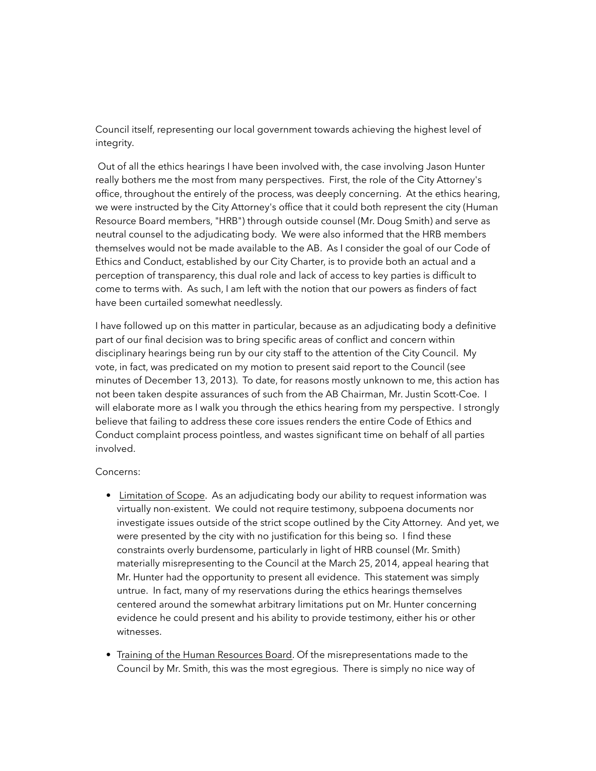Council itself, representing our local government towards achieving the highest level of integrity.

Out of all the ethics hearings I have been involved with, the case involving Jason Hunter really bothers me the most from many perspectives. First, the role of the City Attorney's office, throughout the entirely of the process, was deeply concerning. At the ethics hearing, we were instructed by the City Attorney's office that it could both represent the city (Human Resource Board members, "HRB") through outside counsel (Mr. Doug Smith) and serve as neutral counsel to the adjudicating body. We were also informed that the HRB members themselves would not be made available to the AB. As I consider the goal of our Code of Ethics and Conduct, established by our City Charter, is to provide both an actual and a perception of transparency, this dual role and lack of access to key parties is difficult to come to terms with. As such, I am left with the notion that our powers as finders of fact have been curtailed somewhat needlessly.

I have followed up on this matter in particular, because as an adjudicating body a definitive part of our final decision was to bring specific areas of conflict and concern within disciplinary hearings being run by our city staff to the attention of the City Council. My vote, in fact, was predicated on my motion to present said report to the Council (see minutes of December 13, 2013). To date, for reasons mostly unknown to me, this action has not been taken despite assurances of such from the AB Chairman, Mr. Justin Scott-Coe. I will elaborate more as I walk you through the ethics hearing from my perspective. I strongly believe that failing to address these core issues renders the entire Code of Ethics and Conduct complaint process pointless, and wastes significant time on behalf of all parties involved.

Concerns:

- <u>Limitation of Scope</u>. As an adjudicating body our ability to request information was virtually non-existent. We could not require testimony, subpoena documents nor investigate issues outside of the strict scope outlined by the City Attorney. And yet, we were presented by the city with no justification for this being so. I find these constraints overly burdensome, particularly in light of HRB counsel (Mr. Smith) materially misrepresenting to the Council at the March 25, 2014, appeal hearing that Mr. Hunter had the opportunity to present all evidence. This statement was simply untrue. In fact, many of my reservations during the ethics hearings themselves centered around the somewhat arbitrary limitations put on Mr. Hunter concerning evidence he could present and his ability to provide testimony, either his or other witnesses.

- T<u>raining of the Human Resources Board</u>. Of the misrepresentations made to the Council by Mr. Smith, this was the most egregious. There is simply no nice way of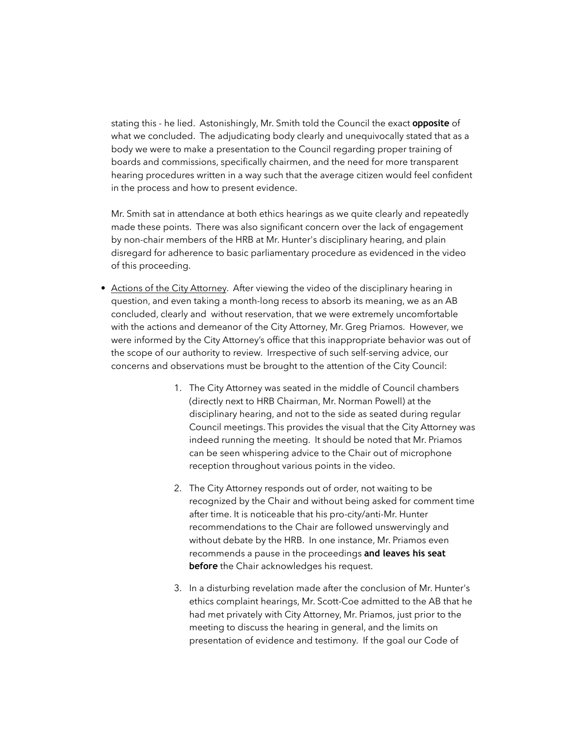stating this - he lied. Astonishingly, Mr. Smith told the Council the exact **opposite** of what we concluded. The adjudicating body clearly and unequivocally stated that as a body we were to make a presentation to the Council regarding proper training of boards and commissions, specifically chairmen, and the need for more transparent hearing procedures written in a way such that the average citizen would feel confident in the process and how to present evidence.

Mr. Smith sat in attendance at both ethics hearings as we quite clearly and repeatedly made these points. There was also significant concern over the lack of engagement by non-chair members of the HRB at Mr. Hunter's disciplinary hearing, and plain disregard for adherence to basic parliamentary procedure as evidenced in the video of this proceeding.

- <u>Actions of the City Attorney</u>. After viewing the video of the disciplinary hearing in question, and even taking a month-long recess to absorb its meaning, we as an AB concluded, clearly and without reservation, that we were extremely uncomfortable with the actions and demeanor of the City Attorney, Mr. Greg Priamos. However, we were informed by the City Attorney's office that this inappropriate behavior was out of the scope of our authority to review. Irrespective of such self-serving advice, our concerns and observations must be brought to the attention of the City Council:

    1. The City Attorney was seated in the middle of Council chambers (directly next to HRB Chairman, Mr. Norman Powell) at the disciplinary hearing, and not to the side as seated during regular Council meetings. This provides the visual that the City Attorney was indeed running the meeting. It should be noted that Mr. Priamos can be seen whispering advice to the Chair out of microphone reception throughout various points in the video.

    2. The City Attorney responds out of order, not waiting to be recognized by the Chair and without being asked for comment time after time. It is noticeable that his pro-city/anti-Mr. Hunter recommendations to the Chair are followed unswervingly and without debate by the HRB. In one instance, Mr. Priamos even recommends a pause in the proceedings **and leaves his seat before** the Chair acknowledges his request.

    3. In a disturbing revelation made after the conclusion of Mr. Hunter's ethics complaint hearings, Mr. Scott-Coe admitted to the AB that he had met privately with City Attorney, Mr. Priamos, just prior to the meeting to discuss the hearing in general, and the limits on presentation of evidence and testimony. If the goal our Code of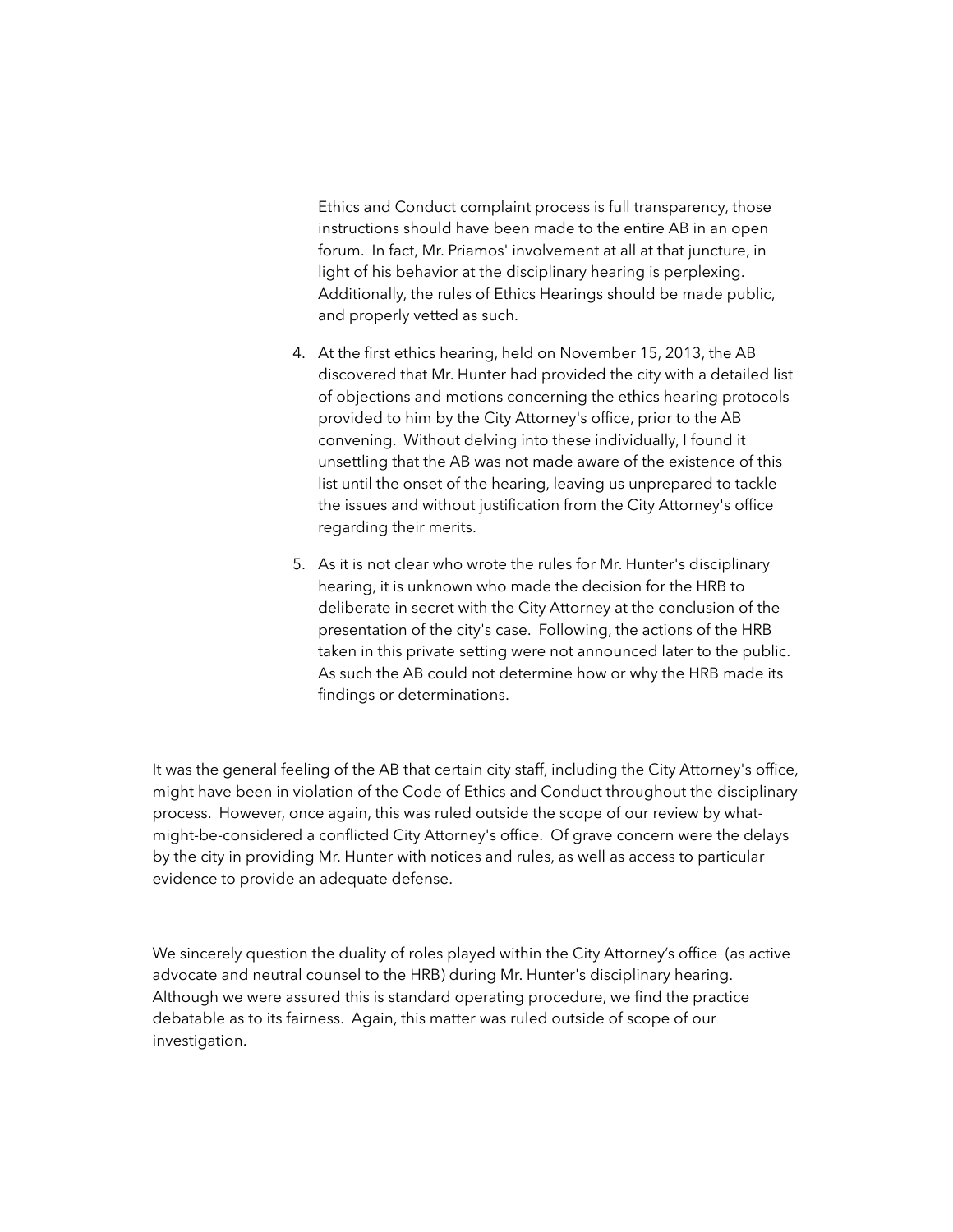Ethics and Conduct complaint process is full transparency, those instructions should have been made to the entire AB in an open forum. In fact, Mr. Priamos' involvement at all at that juncture, in light of his behavior at the disciplinary hearing is perplexing. Additionally, the rules of Ethics Hearings should be made public, and properly vetted as such.

4. At the first ethics hearing, held on November 15, 2013, the AB discovered that Mr. Hunter had provided the city with a detailed list of objections and motions concerning the ethics hearing protocols provided to him by the City Attorney's office, prior to the AB convening. Without delving into these individually, I found it unsettling that the AB was not made aware of the existence of this list until the onset of the hearing, leaving us unprepared to tackle the issues and without justification from the City Attorney's office regarding their merits.

5. As it is not clear who wrote the rules for Mr. Hunter's disciplinary hearing, it is unknown who made the decision for the HRB to deliberate in secret with the City Attorney at the conclusion of the presentation of the city's case. Following, the actions of the HRB taken in this private setting were not announced later to the public. As such the AB could not determine how or why the HRB made its findings or determinations.

It was the general feeling of the AB that certain city staff, including the City Attorney's office, might have been in violation of the Code of Ethics and Conduct throughout the disciplinary process. However, once again, this was ruled outside the scope of our review by what-might-be-considered a conflicted City Attorney's office. Of grave concern were the delays by the city in providing Mr. Hunter with notices and rules, as well as access to particular evidence to provide an adequate defense.

We sincerely question the duality of roles played within the City Attorney's office (as active advocate and neutral counsel to the HRB) during Mr. Hunter's disciplinary hearing. Although we were assured this is standard operating procedure, we find the practice debatable as to its fairness. Again, this matter was ruled outside of scope of our investigation.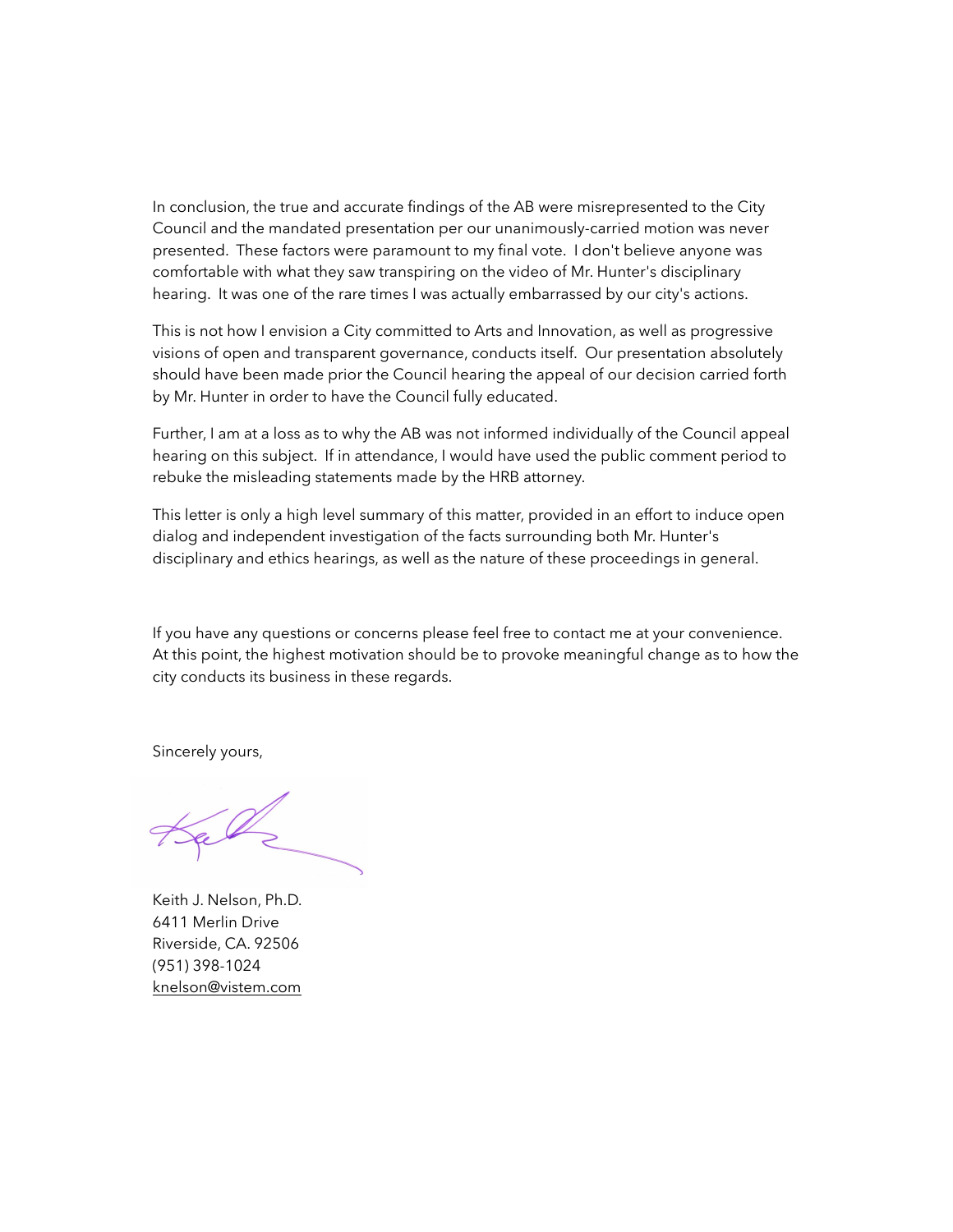In conclusion, the true and accurate findings of the AB were misrepresented to the City Council and the mandated presentation per our unanimously-carried motion was never presented. These factors were paramount to my final vote. I don't believe anyone was comfortable with what they saw transpiring on the video of Mr. Hunter's disciplinary hearing. It was one of the rare times I was actually embarrassed by our city's actions.

This is not how I envision a City committed to Arts and Innovation, as well as progressive visions of open and transparent governance, conducts itself. Our presentation absolutely should have been made prior the Council hearing the appeal of our decision carried forth by Mr. Hunter in order to have the Council fully educated.

Further, I am at a loss as to why the AB was not informed individually of the Council appeal hearing on this subject. If in attendance, I would have used the public comment period to rebuke the misleading statements made by the HRB attorney.

This letter is only a high level summary of this matter, provided in an effort to induce open dialog and independent investigation of the facts surrounding both Mr. Hunter's disciplinary and ethics hearings, as well as the nature of these proceedings in general.

If you have any questions or concerns please feel free to contact me at your convenience. At this point, the highest motivation should be to provoke meaningful change as to how the city conducts its business in these regards.

Sincerely yours,

Keith J. Nelson, Ph.D.
6411 Merlin Drive
Riverside, CA. 92506
(951) 398-1024
knelson@vistem.com